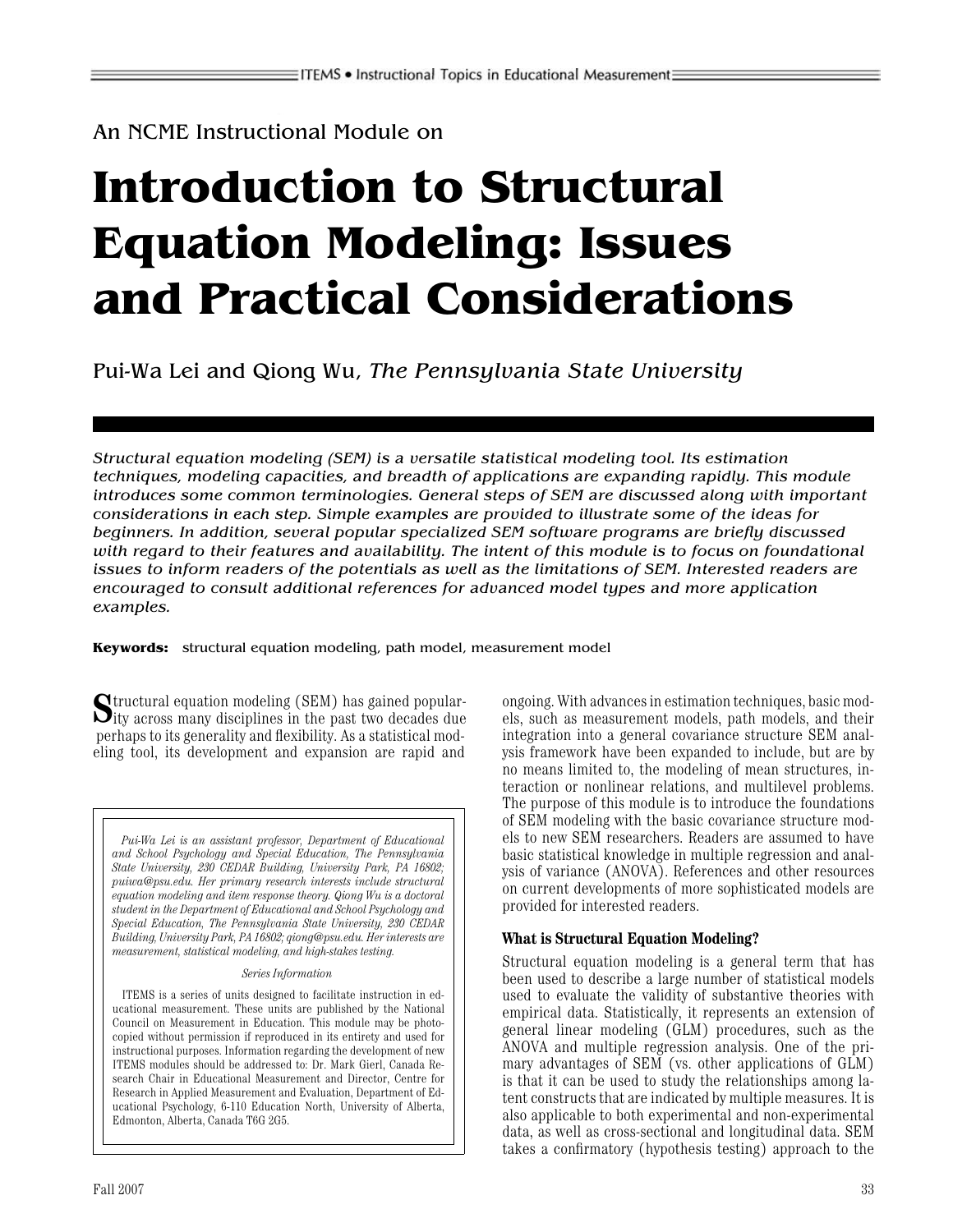An NCME Instructional Module on

# Introduction to Structural Equation Modeling: Issues and Practical Considerations

Pui-Wa Lei and Qiong Wu, *The Pennsylvania State University*

*Structural equation modeling (SEM) is a versatile statistical modeling tool. Its estimation techniques, modeling capacities, and breadth of applications are expanding rapidly. This module introduces some common terminologies. General steps of SEM are discussed along with important considerations in each step. Simple examples are provided to illustrate some of the ideas for beginners. In addition, several popular specialized SEM software programs are briefly discussed with regard to their features and availability. The intent of this module is to focus on foundational issues to inform readers of the potentials as well as the limitations of SEM. Interested readers are encouraged to consult additional references for advanced model types and more application examples.*

**Keywords:** structural equation modeling, path model, measurement model

Structural equation modeling (SEM) has gained popularity across many disciplines in the past two decades due perhaps to its generality and flexibility. As a statistical modeling tool, its development and expansion are rapid and ongoing. With advances in estimation techniques, basic models, such as measurement models, path models, and their integration into a general covariance structure SEM analysis framework have been expanded to include, but are by no means limited to, the modeling of mean structures, interaction or nonlinear relations, and multilevel problems. The purpose of this module is to introduce the foundations of SEM modeling with the basic covariance structure models to new SEM researchers. Readers are assumed to have basic statistical knowledge in multiple regression and analysis of variance (ANOVA). References and other resources on current developments of more sophisticated models are provided for interested readers.

*Pui-Wa Lei is an assistant professor, Department of Educational and School Psychology and Special Education, The Pennsylvania State University, 230 CEDAR Building, University Park, PA 16802; puiwa@psu.edu. Her primary research interests include structural equation modeling and item response theory. Qiong Wu is a doctoral student in the Department of Educational and School Psychology and Special Education, The Pennsylvania State University, 230 CEDAR Building, University Park, PA 16802; qiong@psu.edu. Her interests are measurement, statistical modeling, and high-stakes testing.*

*Series Information*

ITEMS is a series of units designed to facilitate instruction in educational measurement. These units are published by the National Council on Measurement in Education. This module may be photocopied without permission if reproduced in its entirety and used for instructional purposes. Information regarding the development of new ITEMS modules should be addressed to: Dr. Mark Gierl, Canada Research Chair in Educational Measurement and Director, Centre for Research in Applied Measurement and Evaluation, Department of Educational Psychology, 6-110 Education North, University of Alberta, Edmonton, Alberta, Canada T6G 2G5.

### What is Structural Equation Modeling?

Structural equation modeling is a general term that has been used to describe a large number of statistical models used to evaluate the validity of substantive theories with empirical data. Statistically, it represents an extension of general linear modeling (GLM) procedures, such as the ANOVA and multiple regression analysis. One of the primary advantages of SEM (vs. other applications of GLM) is that it can be used to study the relationships among latent constructs that are indicated by multiple measures. It is also applicable to both experimental and non-experimental data, as well as cross-sectional and longitudinal data. SEM takes a confirmatory (hypothesis testing) approach to the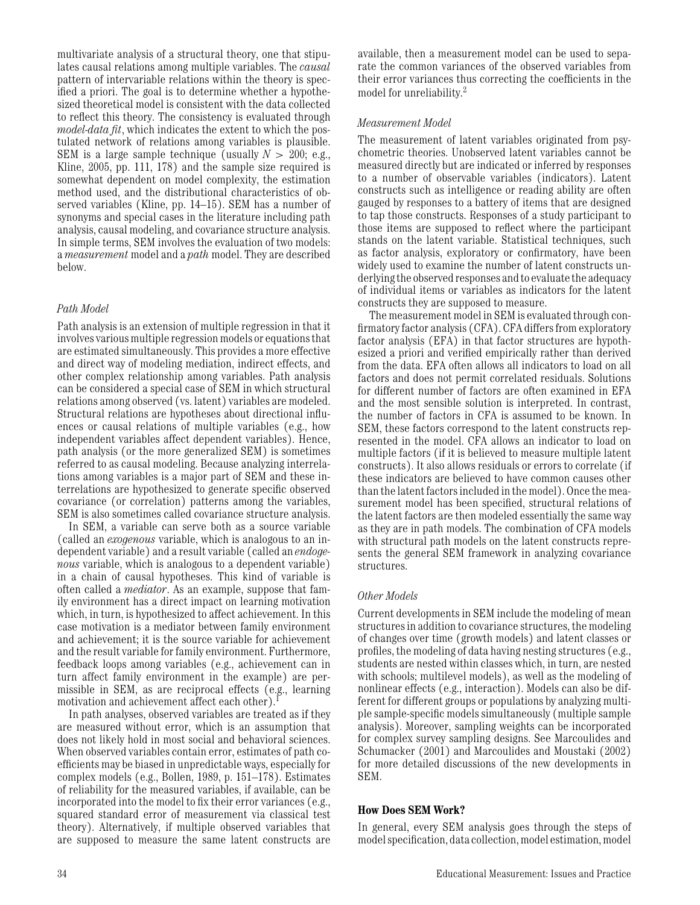multivariate analysis of a structural theory, one that stipulates causal relations among multiple variables. The *causal* pattern of intervariable relations within the theory is specified a priori. The goal is to determine whether a hypothesized theoretical model is consistent with the data collected to reflect this theory. The consistency is evaluated through *model-data fit*, which indicates the extent to which the postulated network of relations among variables is plausible. SEM is a large sample technique (usually $N > 200$; e.g., Kline, 2005, pp. 111, 178) and the sample size required is somewhat dependent on model complexity, the estimation method used, and the distributional characteristics of observed variables (Kline, pp. 14–15). SEM has a number of synonyms and special cases in the literature including path analysis, causal modeling, and covariance structure analysis. In simple terms, SEM involves the evaluation of two models: a *measurement* model and a *path* model. They are described below.

### *Path Model*

Path analysis is an extension of multiple regression in that it involves various multiple regression models or equations that are estimated simultaneously. This provides a more effective and direct way of modeling mediation, indirect effects, and other complex relationship among variables. Path analysis can be considered a special case of SEM in which structural relations among observed (vs. latent) variables are modeled. Structural relations are hypotheses about directional influences or causal relations of multiple variables (e.g., how independent variables affect dependent variables). Hence, path analysis (or the more generalized SEM) is sometimes referred to as causal modeling. Because analyzing interrelations among variables is a major part of SEM and these interrelations are hypothesized to generate specific observed covariance (or correlation) patterns among the variables, SEM is also sometimes called covariance structure analysis.

In SEM, a variable can serve both as a source variable (called an *exogenous* variable, which is analogous to an independent variable) and a result variable (called an *endogenous* variable, which is analogous to a dependent variable) in a chain of causal hypotheses. This kind of variable is often called a *mediator*. As an example, suppose that family environment has a direct impact on learning motivation which, in turn, is hypothesized to affect achievement. In this case motivation is a mediator between family environment and achievement; it is the source variable for achievement and the result variable for family environment. Furthermore, feedback loops among variables (e.g., achievement can in turn affect family environment in the example) are permissible in SEM, as are reciprocal effects (e.g., learning motivation and achievement affect each other).[1]

In path analyses, observed variables are treated as if they are measured without error, which is an assumption that does not likely hold in most social and behavioral sciences. When observed variables contain error, estimates of path coefficients may be biased in unpredictable ways, especially for complex models (e.g., Bollen, 1989, p. 151–178). Estimates of reliability for the measured variables, if available, can be incorporated into the model to fix their error variances (e.g., squared standard error of measurement via classical test theory). Alternatively, if multiple observed variables that are supposed to measure the same latent constructs are available, then a measurement model can be used to separate the common variances of the observed variables from their error variances thus correcting the coefficients in the model for unreliability.[2]

### *Measurement Model*

The measurement of latent variables originated from psychometric theories. Unobserved latent variables cannot be measured directly but are indicated or inferred by responses to a number of observable variables (indicators). Latent constructs such as intelligence or reading ability are often gauged by responses to a battery of items that are designed to tap those constructs. Responses of a study participant to those items are supposed to reflect where the participant stands on the latent variable. Statistical techniques, such as factor analysis, exploratory or confirmatory, have been widely used to examine the number of latent constructs underlying the observed responses and to evaluate the adequacy of individual items or variables as indicators for the latent constructs they are supposed to measure.

The measurement model in SEM is evaluated through confirmatory factor analysis (CFA). CFA differs from exploratory factor analysis (EFA) in that factor structures are hypothesized a priori and verified empirically rather than derived from the data. EFA often allows all indicators to load on all factors and does not permit correlated residuals. Solutions for different number of factors are often examined in EFA and the most sensible solution is interpreted. In contrast, the number of factors in CFA is assumed to be known. In SEM, these factors correspond to the latent constructs represented in the model. CFA allows an indicator to load on multiple factors (if it is believed to measure multiple latent constructs). It also allows residuals or errors to correlate (if these indicators are believed to have common causes other than the latent factors included in the model). Once the measurement model has been specified, structural relations of the latent factors are then modeled essentially the same way as they are in path models. The combination of CFA models with structural path models on the latent constructs represents the general SEM framework in analyzing covariance structures.

### *Other Models*

Current developments in SEM include the modeling of mean structures in addition to covariance structures, the modeling of changes over time (growth models) and latent classes or profiles, the modeling of data having nesting structures (e.g., students are nested within classes which, in turn, are nested with schools; multilevel models), as well as the modeling of nonlinear effects (e.g., interaction). Models can also be different for different groups or populations by analyzing multiple sample-specific models simultaneously (multiple sample analysis). Moreover, sampling weights can be incorporated for complex survey sampling designs. See Marcoulides and Schumacker (2001) and Marcoulides and Moustaki (2002) for more detailed discussions of the new developments in SEM.

## **How Does SEM Work?**

In general, every SEM analysis goes through the steps of model specification, data collection, model estimation, model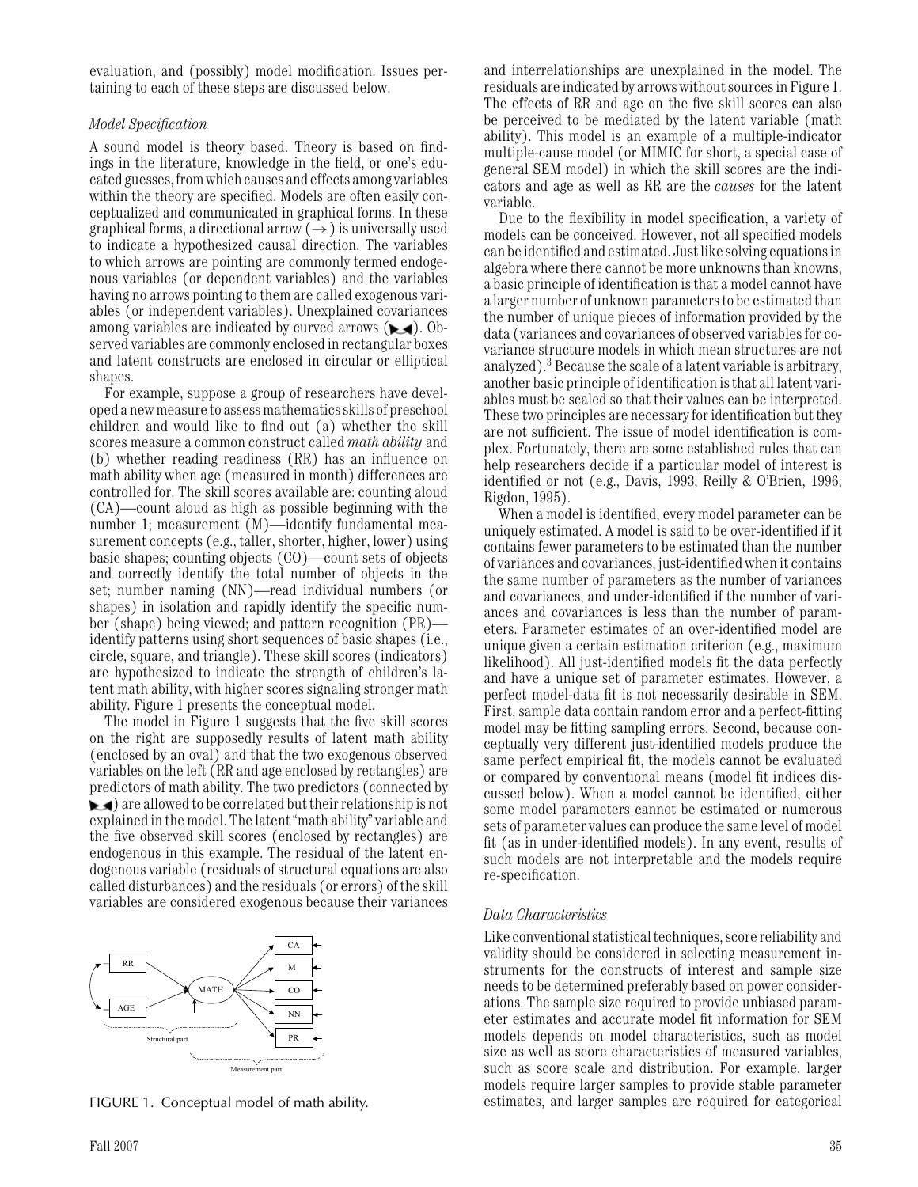evaluation, and (possibly) model modification. Issues pertaining to each of these steps are discussed below.

### *Model Specification*

A sound model is theory based. Theory is based on findings in the literature, knowledge in the field, or one's educated guesses, from which causes and effects among variables within the theory are specified. Models are often easily conceptualized and communicated in graphical forms. In these graphical forms, a directional arrow (→) is universally used to indicate a hypothesized causal direction. The variables to which arrows are pointing are commonly termed endogenous variables (or dependent variables) and the variables having no arrows pointing to them are called exogenous variables (or independent variables). Unexplained covariances among variables are indicated by curved arrows (↔). Observed variables are commonly enclosed in rectangular boxes and latent constructs are enclosed in circular or elliptical shapes.

For example, suppose a group of researchers have developed a new measure to assess mathematics skills of preschool children and would like to find out (a) whether the skill scores measure a common construct called *math ability* and (b) whether reading readiness (RR) has an influence on math ability when age (measured in month) differences are controlled for. The skill scores available are: counting aloud (CA)—count aloud as high as possible beginning with the number 1; measurement (M)—identify fundamental measurement concepts (e.g., taller, shorter, higher, lower) using basic shapes; counting objects (CO)—count sets of objects and correctly identify the total number of objects in the set; number naming (NN)—read individual numbers (or shapes) in isolation and rapidly identify the specific number (shape) being viewed; and pattern recognition (PR)—identify patterns using short sequences of basic shapes (i.e., circle, square, and triangle). These skill scores (indicators) are hypothesized to indicate the strength of children's latent math ability, with higher scores signaling stronger math ability. Figure 1 presents the conceptual model.

The model in Figure 1 suggests that the five skill scores on the right are supposedly results of latent math ability (enclosed by an oval) and that the two exogenous observed variables on the left (RR and age enclosed by rectangles) are predictors of math ability. The two predictors (connected by ↔) are allowed to be correlated but their relationship is not explained in the model. The latent "math ability" variable and the five observed skill scores (enclosed by rectangles) are endogenous in this example. The residual of the latent endogenous variable (residuals of structural equations are also called disturbances) and the residuals (or errors) of the skill variables are considered exogenous because their variances

RR
AGE
MATH
CA
M
CO
NN
PR
Structural part
Measurement part

FIGURE 1. Conceptual model of math ability.

and interrelationships are unexplained in the model. The residuals are indicated by arrows without sources in Figure 1. The effects of RR and age on the five skill scores can also be perceived to be mediated by the latent variable (math ability). This model is an example of a multiple-indicator multiple-cause model (or MIMIC for short, a special case of general SEM model) in which the skill scores are the indicators and age as well as RR are the *causes* for the latent variable.

Due to the flexibility in model specification, a variety of models can be conceived. However, not all specified models can be identified and estimated. Just like solving equations in algebra where there cannot be more unknowns than knowns, a basic principle of identification is that a model cannot have a larger number of unknown parameters to be estimated than the number of unique pieces of information provided by the data (variances and covariances of observed variables for covariance structure models in which mean structures are not analyzed).[3] Because the scale of a latent variable is arbitrary, another basic principle of identification is that all latent variables must be scaled so that their values can be interpreted. These two principles are necessary for identification but they are not sufficient. The issue of model identification is complex. Fortunately, there are some established rules that can help researchers decide if a particular model of interest is identified or not (e.g., Davis, 1993; Reilly & O'Brien, 1996; Rigdon, 1995).

When a model is identified, every model parameter can be uniquely estimated. A model is said to be over-identified if it contains fewer parameters to be estimated than the number of variances and covariances, just-identified when it contains the same number of parameters as the number of variances and covariances, and under-identified if the number of variances and covariances is less than the number of parameters. Parameter estimates of an over-identified model are unique given a certain estimation criterion (e.g., maximum likelihood). All just-identified models fit the data perfectly and have a unique set of parameter estimates. However, a perfect model-data fit is not necessarily desirable in SEM. First, sample data contain random error and a perfect-fitting model may be fitting sampling errors. Second, because conceptually very different just-identified models produce the same perfect empirical fit, the models cannot be evaluated or compared by conventional means (model fit indices discussed below). When a model cannot be identified, either some model parameters cannot be estimated or numerous sets of parameter values can produce the same level of model fit (as in under-identified models). In any event, results of such models are not interpretable and the models require re-specification.

### *Data Characteristics*

Like conventional statistical techniques, score reliability and validity should be considered in selecting measurement instruments for the constructs of interest and sample size needs to be determined preferably based on power considerations. The sample size required to provide unbiased parameter estimates and accurate model fit information for SEM models depends on model characteristics, such as model size as well as score characteristics of measured variables, such as score scale and distribution. For example, larger models require larger samples to provide stable parameter estimates, and larger samples are required for categorical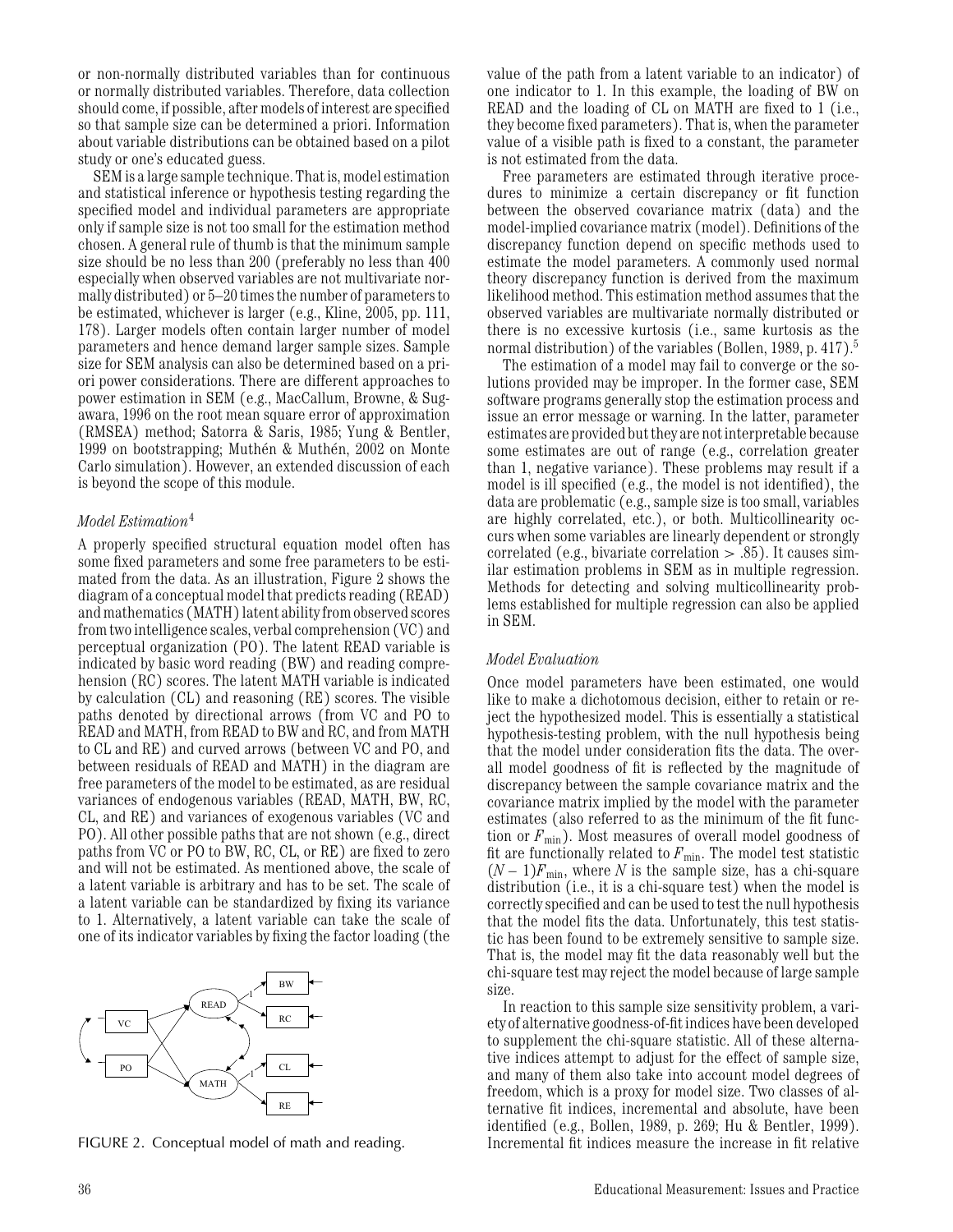or non-normally distributed variables than for continuous or normally distributed variables. Therefore, data collection should come, if possible, after models of interest are specified so that sample size can be determined a priori. Information about variable distributions can be obtained based on a pilot study or one's educated guess.

SEM is a large sample technique. That is, model estimation and statistical inference or hypothesis testing regarding the specified model and individual parameters are appropriate only if sample size is not too small for the estimation method chosen. A general rule of thumb is that the minimum sample size should be no less than 200 (preferably no less than 400 especially when observed variables are not multivariate normally distributed) or 5–20 times the number of parameters to be estimated, whichever is larger (e.g., Kline, 2005, pp. 111, 178). Larger models often contain larger number of model parameters and hence demand larger sample sizes. Sample size for SEM analysis can also be determined based on a priori power considerations. There are different approaches to power estimation in SEM (e.g., MacCallum, Browne, & Sugawara, 1996 on the root mean square error of approximation (RMSEA) method; Satorra & Saris, 1985; Yung & Bentler, 1999 on bootstrapping; Muthén & Muthén, 2002 on Monte Carlo simulation). However, an extended discussion of each is beyond the scope of this module.

### *Model Estimation*[4]

A properly specified structural equation model often has some fixed parameters and some free parameters to be estimated from the data. As an illustration, Figure 2 shows the diagram of a conceptual model that predicts reading (READ) and mathematics (MATH) latent ability from observed scores from two intelligence scales, verbal comprehension (VC) and perceptual organization (PO). The latent READ variable is indicated by basic word reading (BW) and reading comprehension (RC) scores. The latent MATH variable is indicated by calculation (CL) and reasoning (RE) scores. The visible paths denoted by directional arrows (from VC and PO to READ and MATH, from READ to BW and RC, and from MATH to CL and RE) and curved arrows (between VC and PO, and between residuals of READ and MATH) in the diagram are free parameters of the model to be estimated, as are residual variances of endogenous variables (READ, MATH, BW, RC, CL, and RE) and variances of exogenous variables (VC and PO). All other possible paths that are not shown (e.g., direct paths from VC or PO to BW, RC, CL, or RE) are fixed to zero and will not be estimated. As mentioned above, the scale of a latent variable is arbitrary and has to be set. The scale of a latent variable can be standardized by fixing its variance to 1. Alternatively, a latent variable can take the scale of one of its indicator variables by fixing the factor loading (the value of the path from a latent variable to an indicator) of one indicator to 1. In this example, the loading of BW on READ and the loading of CL on MATH are fixed to 1 (i.e., they become fixed parameters). That is, when the parameter value of a visible path is fixed to a constant, the parameter is not estimated from the data.

VC
PO
READ
MATH
BW
RC
CL
RE
1
1

FIGURE 2. Conceptual model of math and reading.

Free parameters are estimated through iterative procedures to minimize a certain discrepancy or fit function between the observed covariance matrix (data) and the model-implied covariance matrix (model). Definitions of the discrepancy function depend on specific methods used to estimate the model parameters. A commonly used normal theory discrepancy function is derived from the maximum likelihood method. This estimation method assumes that the observed variables are multivariate normally distributed or there is no excessive kurtosis (i.e., same kurtosis as the normal distribution) of the variables (Bollen, 1989, p. 417).[5]

The estimation of a model may fail to converge or the solutions provided may be improper. In the former case, SEM software programs generally stop the estimation process and issue an error message or warning. In the latter, parameter estimates are provided but they are not interpretable because some estimates are out of range (e.g., correlation greater than 1, negative variance). These problems may result if a model is ill specified (e.g., the model is not identified), the data are problematic (e.g., sample size is too small, variables are highly correlated, etc.), or both. Multicollinearity occurs when some variables are linearly dependent or strongly correlated (e.g., bivariate correlation $> .85$). It causes similar estimation problems in SEM as in multiple regression. Methods for detecting and solving multicollinearity problems established for multiple regression can also be applied in SEM.

### *Model Evaluation*

Once model parameters have been estimated, one would like to make a dichotomous decision, either to retain or reject the hypothesized model. This is essentially a statistical hypothesis-testing problem, with the null hypothesis being that the model under consideration fits the data. The overall model goodness of fit is reflected by the magnitude of discrepancy between the sample covariance matrix and the covariance matrix implied by the model with the parameter estimates (also referred to as the minimum of the fit function or $F_{\min}$). Most measures of overall model goodness of fit are functionally related to $F_{\min}$. The model test statistic $(N-1)F_{\min}$, where $N$ is the sample size, has a chi-square distribution (i.e., it is a chi-square test) when the model is correctly specified and can be used to test the null hypothesis that the model fits the data. Unfortunately, this test statistic has been found to be extremely sensitive to sample size. That is, the model may fit the data reasonably well but the chi-square test may reject the model because of large sample size.

In reaction to this sample size sensitivity problem, a variety of alternative goodness-of-fit indices have been developed to supplement the chi-square statistic. All of these alternative indices attempt to adjust for the effect of sample size, and many of them also take into account model degrees of freedom, which is a proxy for model size. Two classes of alternative fit indices, incremental and absolute, have been identified (e.g., Bollen, 1989, p. 269; Hu & Bentler, 1999). Incremental fit indices measure the increase in fit relative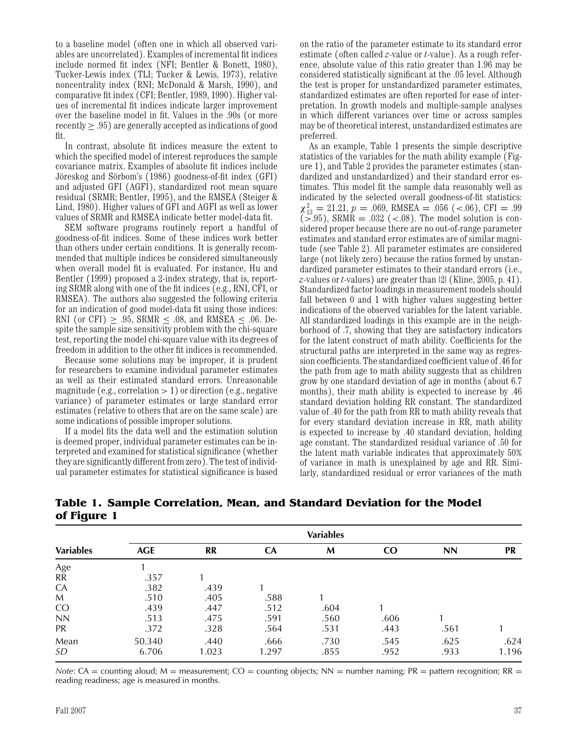to a baseline model (often one in which all observed variables are uncorrelated). Examples of incremental fit indices include normed fit index (NFI; Bentler & Bonett, 1980), Tucker-Lewis index (TLI; Tucker & Lewis, 1973), relative noncentrality index (RNI; McDonald & Marsh, 1990), and comparative fit index (CFI; Bentler, 1989, 1990). Higher values of incremental fit indices indicate larger improvement over the baseline model in fit. Values in the .90s (or more recently $\geq .95$) are generally accepted as indications of good fit.

In contrast, absolute fit indices measure the extent to which the specified model of interest reproduces the sample covariance matrix. Examples of absolute fit indices include Jöreskog and Sörbom's (1986) goodness-of-fit index (GFI) and adjusted GFI (AGFI), standardized root mean square residual (SRMR; Bentler, 1995), and the RMSEA (Steiger & Lind, 1980). Higher values of GFI and AGFI as well as lower values of SRMR and RMSEA indicate better model-data fit.

SEM software programs routinely report a handful of goodness-of-fit indices. Some of these indices work better than others under certain conditions. It is generally recommended that multiple indices be considered simultaneously when overall model fit is evaluated. For instance, Hu and Bentler (1999) proposed a 2-index strategy, that is, reporting SRMR along with one of the fit indices (e.g., RNI, CFI, or RMSEA). The authors also suggested the following criteria for an indication of good model-data fit using those indices: RNI (or CFI) $\geq .95$, SRMR $\leq .08$, and RMSEA $\leq .06$. Despite the sample size sensitivity problem with the chi-square test, reporting the model chi-square value with its degrees of freedom in addition to the other fit indices is recommended.

Because some solutions may be improper, it is prudent for researchers to examine individual parameter estimates as well as their estimated standard errors. Unreasonable magnitude (e.g., correlation $> 1$) or direction (e.g., negative variance) of parameter estimates or large standard error estimates (relative to others that are on the same scale) are some indications of possible improper solutions.

If a model fits the data well and the estimation solution is deemed proper, individual parameter estimates can be interpreted and examined for statistical significance (whether they are significantly different from zero). The test of individual parameter estimates for statistical significance is based on the ratio of the parameter estimate to its standard error estimate (often called $z$-value or $t$-value). As a rough reference, absolute value of this ratio greater than 1.96 may be considered statistically significant at the .05 level. Although the test is proper for unstandardized parameter estimates, standardized estimates are often reported for ease of interpretation. In growth models and multiple-sample analyses in which different variances over time or across samples may be of theoretical interest, unstandardized estimates are preferred.

As an example, Table 1 presents the simple descriptive statistics of the variables for the math ability example (Figure 1), and Table 2 provides the parameter estimates (standardized and unstandardized) and their standard error estimates. This model fit the sample data reasonably well as indicated by the selected overall goodness-of-fit statistics: $\chi^2_{13} = 21.21$, $p = .069$, RMSEA $= .056$ ($<.06$), CFI $= .99$ ($>.95$), SRMR $= .032$ ($<.08$). The model solution is considered proper because there are no out-of-range parameter estimates and standard error estimates are of similar magnitude (see Table 2). All parameter estimates are considered large (not likely zero) because the ratios formed by unstandardized parameter estimates to their standard errors (i.e., $z$-values or $t$-values) are greater than $|2|$ (Kline, 2005, p. 41). Standardized factor loadings in measurement models should fall between 0 and 1 with higher values suggesting better indications of the observed variables for the latent variable. All standardized loadings in this example are in the neighborhood of .7, showing that they are satisfactory indicators for the latent construct of math ability. Coefficients for the structural paths are interpreted in the same way as regression coefficients. The standardized coefficient value of .46 for the path from age to math ability suggests that as children grow by one standard deviation of age in months (about 6.7 months), their math ability is expected to increase by .46 standard deviation holding RR constant. The standardized value of .40 for the path from RR to math ability reveals that for every standard deviation increase in RR, math ability is expected to increase by .40 standard deviation, holding age constant. The standardized residual variance of .50 for the latent math variable indicates that approximately 50% of variance in math is unexplained by age and RR. Similarly, standardized residual or error variances of the math

**Table 1. Sample Correlation, Mean, and Standard Deviation for the Model of Figure 1**

| Variables | AGE | RR | CA | M | CO | NN | PR |
|---|---|---|---|---|---|---|---|
| Age | 1 | | | | | | |
| RR | .357 | 1 | | | | | |
| CA | .382 | .439 | 1 | | | | |
| M | .510 | .405 | .588 | 1 | | | |
| CO | .439 | .447 | .512 | .604 | 1 | | |
| NN | .513 | .475 | .591 | .560 | .606 | 1 | |
| PR | .372 | .328 | .564 | .531 | .443 | .561 | 1 |
| Mean | 50.340 | .440 | .666 | .730 | .545 | .625 | .624 |
| *SD* | 6.706 | 1.023 | 1.297 | .855 | .952 | .933 | 1.196 |

*Note*: CA = counting aloud; M = measurement; CO = counting objects; NN = number naming; PR = pattern recognition; RR = reading readiness; age is measured in months.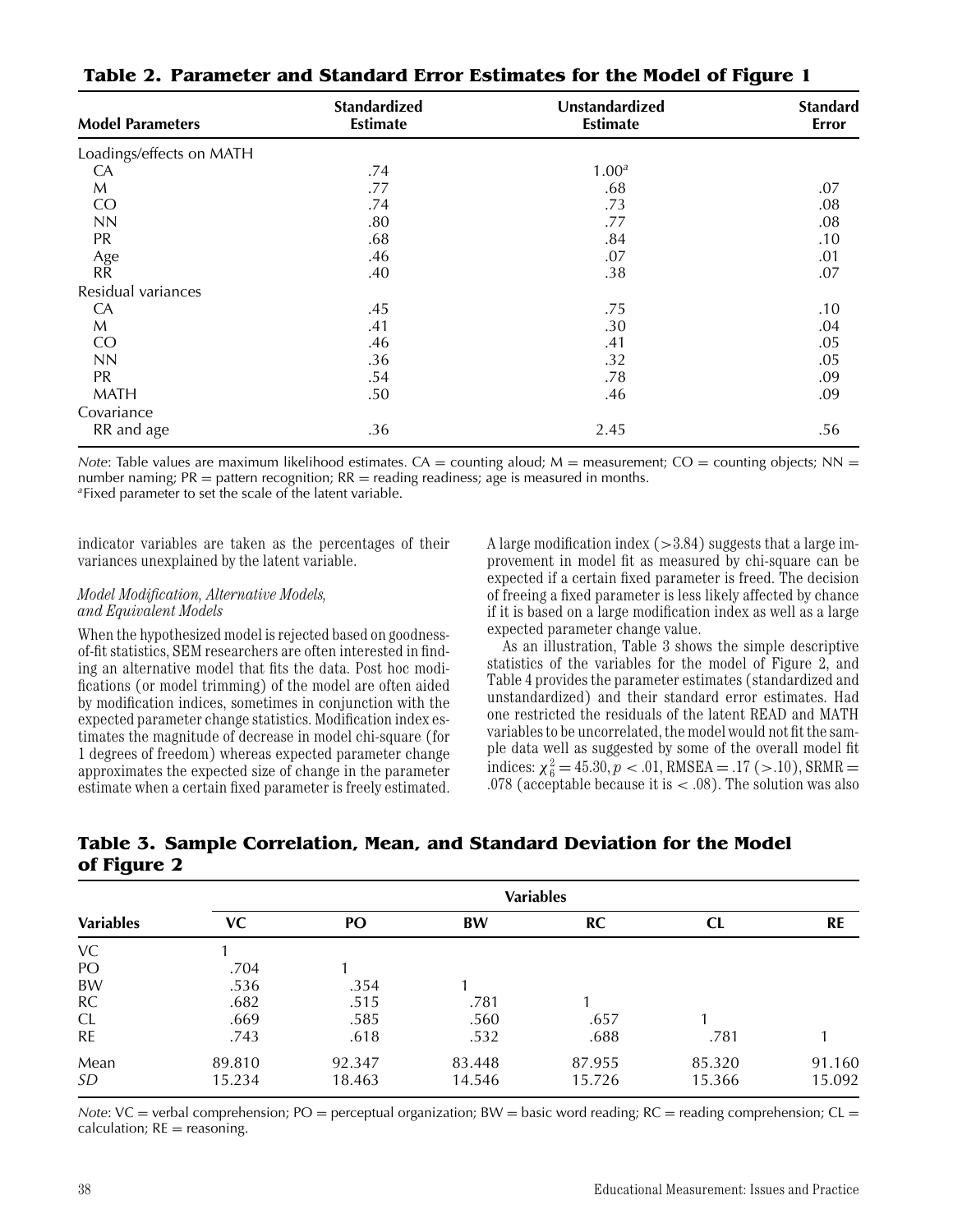**Table 2. Parameter and Standard Error Estimates for the Model of Figure 1**

| Model Parameters | Standardized Estimate | Unstandardized Estimate | Standard Error |
|---|---|---|---|
| Loadings/effects on MATH | | | |
| CA | .74 | 1.00[a] | |
| M | .77 | .68 | .07 |
| CO | .74 | .73 | .08 |
| NN | .80 | .77 | .08 |
| PR | .68 | .84 | .10 |
| Age | .46 | .07 | .01 |
| RR | .40 | .38 | .07 |
| Residual variances | | | |
| CA | .45 | .75 | .10 |
| M | .41 | .30 | .04 |
| CO | .46 | .41 | .05 |
| NN | .36 | .32 | .05 |
| PR | .54 | .78 | .09 |
| MATH | .50 | .46 | .09 |
| Covariance | | | |
| RR and age | .36 | 2.45 | .56 |

*Note*: Table values are maximum likelihood estimates. CA = counting aloud; M = measurement; CO = counting objects; NN = number naming; PR = pattern recognition; RR = reading readiness; age is measured in months.
[a]Fixed parameter to set the scale of the latent variable.

indicator variables are taken as the percentages of their variances unexplained by the latent variable.

*Model Modification, Alternative Models, and Equivalent Models*

When the hypothesized model is rejected based on goodness-of-fit statistics, SEM researchers are often interested in finding an alternative model that fits the data. Post hoc modifications (or model trimming) of the model are often aided by modification indices, sometimes in conjunction with the expected parameter change statistics. Modification index estimates the magnitude of decrease in model chi-square (for 1 degrees of freedom) whereas expected parameter change approximates the expected size of change in the parameter estimate when a certain fixed parameter is freely estimated. A large modification index (>3.84) suggests that a large improvement in model fit as measured by chi-square can be expected if a certain fixed parameter is freed. The decision of freeing a fixed parameter is less likely affected by chance if it is based on a large modification index as well as a large expected parameter change value.

As an illustration, Table 3 shows the simple descriptive statistics of the variables for the model of Figure 2, and Table 4 provides the parameter estimates (standardized and unstandardized) and their standard error estimates. Had one restricted the residuals of the latent READ and MATH variables to be uncorrelated, the model would not fit the sample data well as suggested by some of the overall model fit indices: $\chi^2_6 = 45.30, p < .01$, RMSEA = .17 (>.10), SRMR = .078 (acceptable because it is < .08). The solution was also

**Table 3. Sample Correlation, Mean, and Standard Deviation for the Model of Figure 2**

| Variables | VC | PO | BW | RC | CL | RE |
|---|---|---|---|---|---|---|
| VC | 1 | | | | | |
| PO | .704 | 1 | | | | |
| BW | .536 | .354 | 1 | | | |
| RC | .682 | .515 | .781 | 1 | | |
| CL | .669 | .585 | .560 | .657 | 1 | |
| RE | .743 | .618 | .532 | .688 | .781 | 1 |
| Mean | 89.810 | 92.347 | 83.448 | 87.955 | 85.320 | 91.160 |
| *SD* | 15.234 | 18.463 | 14.546 | 15.726 | 15.366 | 15.092 |

*Note*: VC = verbal comprehension; PO = perceptual organization; BW = basic word reading; RC = reading comprehension; CL = calculation; RE = reasoning.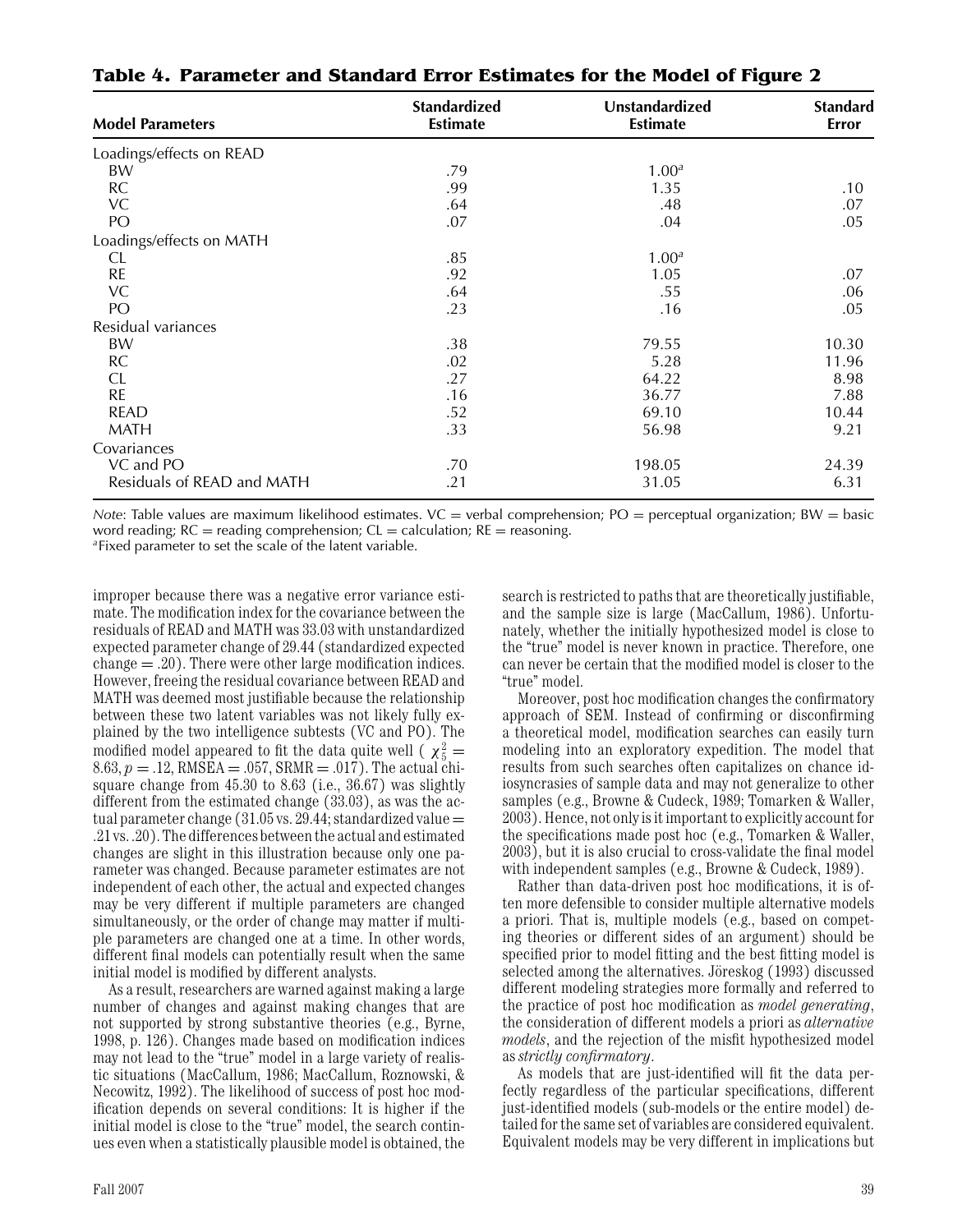**Table 4. Parameter and Standard Error Estimates for the Model of Figure 2**

| Model Parameters | Standardized Estimate | Unstandardized Estimate | Standard Error |
|---|---|---|---|
| Loadings/effects on READ | | | |
| BW | .79 | 1.00[a] | |
| RC | .99 | 1.35 | .10 |
| VC | .64 | .48 | .07 |
| PO | .07 | .04 | .05 |
| Loadings/effects on MATH | | | |
| CL | .85 | 1.00[a] | |
| RE | .92 | 1.05 | .07 |
| VC | .64 | .55 | .06 |
| PO | .23 | .16 | .05 |
| Residual variances | | | |
| BW | .38 | 79.55 | 10.30 |
| RC | .02 | 5.28 | 11.96 |
| CL | .27 | 64.22 | 8.98 |
| RE | .16 | 36.77 | 7.88 |
| READ | .52 | 69.10 | 10.44 |
| MATH | .33 | 56.98 | 9.21 |
| Covariances | | | |
| VC and PO | .70 | 198.05 | 24.39 |
| Residuals of READ and MATH | .21 | 31.05 | 6.31 |

*Note*: Table values are maximum likelihood estimates. VC = verbal comprehension; PO = perceptual organization; BW = basic word reading; RC = reading comprehension; CL = calculation; RE = reasoning.
[a]Fixed parameter to set the scale of the latent variable.

improper because there was a negative error variance estimate. The modification index for the covariance between the residuals of READ and MATH was 33.03 with unstandardized expected parameter change of 29.44 (standardized expected change = .20). There were other large modification indices. However, freeing the residual covariance between READ and MATH was deemed most justifiable because the relationship between these two latent variables was not likely fully explained by the two intelligence subtests (VC and PO). The modified model appeared to fit the data quite well ( $\chi^2_5 = 8.63$, $p = .12$, RMSEA = .057, SRMR = .017). The actual chi-square change from 45.30 to 8.63 (i.e., 36.67) was slightly different from the estimated change (33.03), as was the actual parameter change (31.05 vs. 29.44; standardized value = .21 vs. .20). The differences between the actual and estimated changes are slight in this illustration because only one parameter was changed. Because parameter estimates are not independent of each other, the actual and expected changes may be very different if multiple parameters are changed simultaneously, or the order of change may matter if multiple parameters are changed one at a time. In other words, different final models can potentially result when the same initial model is modified by different analysts.

As a result, researchers are warned against making a large number of changes and against making changes that are not supported by strong substantive theories (e.g., Byrne, 1998, p. 126). Changes made based on modification indices may not lead to the "true" model in a large variety of realistic situations (MacCallum, 1986; MacCallum, Roznowski, & Necowitz, 1992). The likelihood of success of post hoc modification depends on several conditions: It is higher if the initial model is close to the "true" model, the search continues even when a statistically plausible model is obtained, the search is restricted to paths that are theoretically justifiable, and the sample size is large (MacCallum, 1986). Unfortunately, whether the initially hypothesized model is close to the "true" model is never known in practice. Therefore, one can never be certain that the modified model is closer to the "true" model.

Moreover, post hoc modification changes the confirmatory approach of SEM. Instead of confirming or disconfirming a theoretical model, modification searches can easily turn modeling into an exploratory expedition. The model that results from such searches often capitalizes on chance idiosyncrasies of sample data and may not generalize to other samples (e.g., Browne & Cudeck, 1989; Tomarken & Waller, 2003). Hence, not only is it important to explicitly account for the specifications made post hoc (e.g., Tomarken & Waller, 2003), but it is also crucial to cross-validate the final model with independent samples (e.g., Browne & Cudeck, 1989).

Rather than data-driven post hoc modifications, it is often more defensible to consider multiple alternative models a priori. That is, multiple models (e.g., based on competing theories or different sides of an argument) should be specified prior to model fitting and the best fitting model is selected among the alternatives. Jöreskog (1993) discussed different modeling strategies more formally and referred to the practice of post hoc modification as *model generating*, the consideration of different models a priori as *alternative models*, and the rejection of the misfit hypothesized model as *strictly confirmatory*.

As models that are just-identified will fit the data perfectly regardless of the particular specifications, different just-identified models (sub-models or the entire model) detailed for the same set of variables are considered equivalent. Equivalent models may be very different in implications but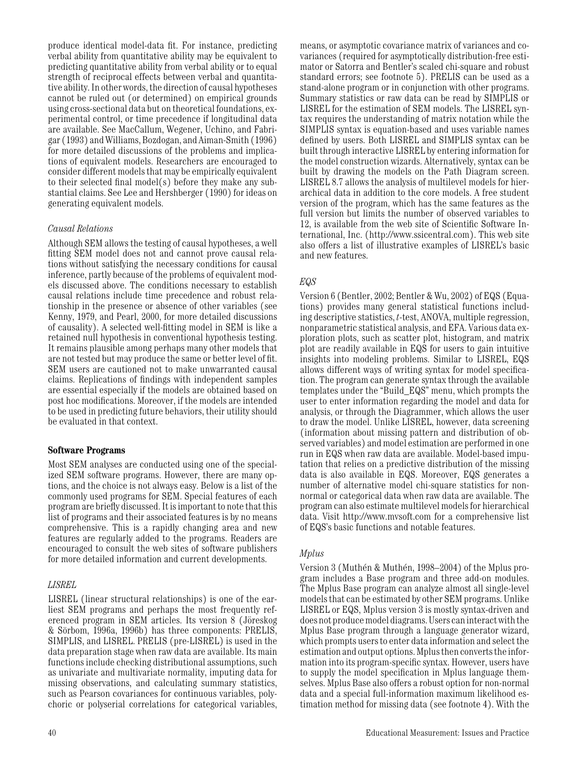produce identical model-data fit. For instance, predicting verbal ability from quantitative ability may be equivalent to predicting quantitative ability from verbal ability or to equal strength of reciprocal effects between verbal and quantitative ability. In other words, the direction of causal hypotheses cannot be ruled out (or determined) on empirical grounds using cross-sectional data but on theoretical foundations, experimental control, or time precedence if longitudinal data are available. See MacCallum, Wegener, Uchino, and Fabrigar (1993) and Williams, Bozdogan, and Aiman-Smith (1996) for more detailed discussions of the problems and implications of equivalent models. Researchers are encouraged to consider different models that may be empirically equivalent to their selected final model(s) before they make any substantial claims. See Lee and Hershberger (1990) for ideas on generating equivalent models.

### *Causal Relations*

Although SEM allows the testing of causal hypotheses, a well fitting SEM model does not and cannot prove causal relations without satisfying the necessary conditions for causal inference, partly because of the problems of equivalent models discussed above. The conditions necessary to establish causal relations include time precedence and robust relationship in the presence or absence of other variables (see Kenny, 1979, and Pearl, 2000, for more detailed discussions of causality). A selected well-fitting model in SEM is like a retained null hypothesis in conventional hypothesis testing. It remains plausible among perhaps many other models that are not tested but may produce the same or better level of fit. SEM users are cautioned not to make unwarranted causal claims. Replications of findings with independent samples are essential especially if the models are obtained based on post hoc modifications. Moreover, if the models are intended to be used in predicting future behaviors, their utility should be evaluated in that context.

## **Software Programs**

Most SEM analyses are conducted using one of the specialized SEM software programs. However, there are many options, and the choice is not always easy. Below is a list of the commonly used programs for SEM. Special features of each program are briefly discussed. It is important to note that this list of programs and their associated features is by no means comprehensive. This is a rapidly changing area and new features are regularly added to the programs. Readers are encouraged to consult the web sites of software publishers for more detailed information and current developments.

### *LISREL*

LISREL (linear structural relationships) is one of the earliest SEM programs and perhaps the most frequently referenced program in SEM articles. Its version 8 (Jöreskog & Sörbom, 1996a, 1996b) has three components: PRELIS, SIMPLIS, and LISREL. PRELIS (pre-LISREL) is used in the data preparation stage when raw data are available. Its main functions include checking distributional assumptions, such as univariate and multivariate normality, imputing data for missing observations, and calculating summary statistics, such as Pearson covariances for continuous variables, polychoric or polyserial correlations for categorical variables, means, or asymptotic covariance matrix of variances and covariances (required for asymptotically distribution-free estimator or Satorra and Bentler's scaled chi-square and robust standard errors; see footnote 5). PRELIS can be used as a stand-alone program or in conjunction with other programs. Summary statistics or raw data can be read by SIMPLIS or LISREL for the estimation of SEM models. The LISREL syntax requires the understanding of matrix notation while the SIMPLIS syntax is equation-based and uses variable names defined by users. Both LISREL and SIMPLIS syntax can be built through interactive LISREL by entering information for the model construction wizards. Alternatively, syntax can be built by drawing the models on the Path Diagram screen. LISREL 8.7 allows the analysis of multilevel models for hierarchical data in addition to the core models. A free student version of the program, which has the same features as the full version but limits the number of observed variables to 12, is available from the web site of Scientific Software International, Inc. (http://www.ssicentral.com). This web site also offers a list of illustrative examples of LISREL's basic and new features.

### *EQS*

Version 6 (Bentler, 2002; Bentler & Wu, 2002) of EQS (Equations) provides many general statistical functions including descriptive statistics, *t*-test, ANOVA, multiple regression, nonparametric statistical analysis, and EFA. Various data exploration plots, such as scatter plot, histogram, and matrix plot are readily available in EQS for users to gain intuitive insights into modeling problems. Similar to LISREL, EQS allows different ways of writing syntax for model specification. The program can generate syntax through the available templates under the "Build_EQS" menu, which prompts the user to enter information regarding the model and data for analysis, or through the Diagrammer, which allows the user to draw the model. Unlike LISREL, however, data screening (information about missing pattern and distribution of observed variables) and model estimation are performed in one run in EQS when raw data are available. Model-based imputation that relies on a predictive distribution of the missing data is also available in EQS. Moreover, EQS generates a number of alternative model chi-square statistics for non-normal or categorical data when raw data are available. The program can also estimate multilevel models for hierarchical data. Visit http://www.mvsoft.com for a comprehensive list of EQS's basic functions and notable features.

### *Mplus*

Version 3 (Muthén & Muthén, 1998–2004) of the Mplus program includes a Base program and three add-on modules. The Mplus Base program can analyze almost all single-level models that can be estimated by other SEM programs. Unlike LISREL or EQS, Mplus version 3 is mostly syntax-driven and does not produce model diagrams. Users can interact with the Mplus Base program through a language generator wizard, which prompts users to enter data information and select the estimation and output options. Mplus then converts the information into its program-specific syntax. However, users have to supply the model specification in Mplus language themselves. Mplus Base also offers a robust option for non-normal data and a special full-information maximum likelihood estimation method for missing data (see footnote 4). With the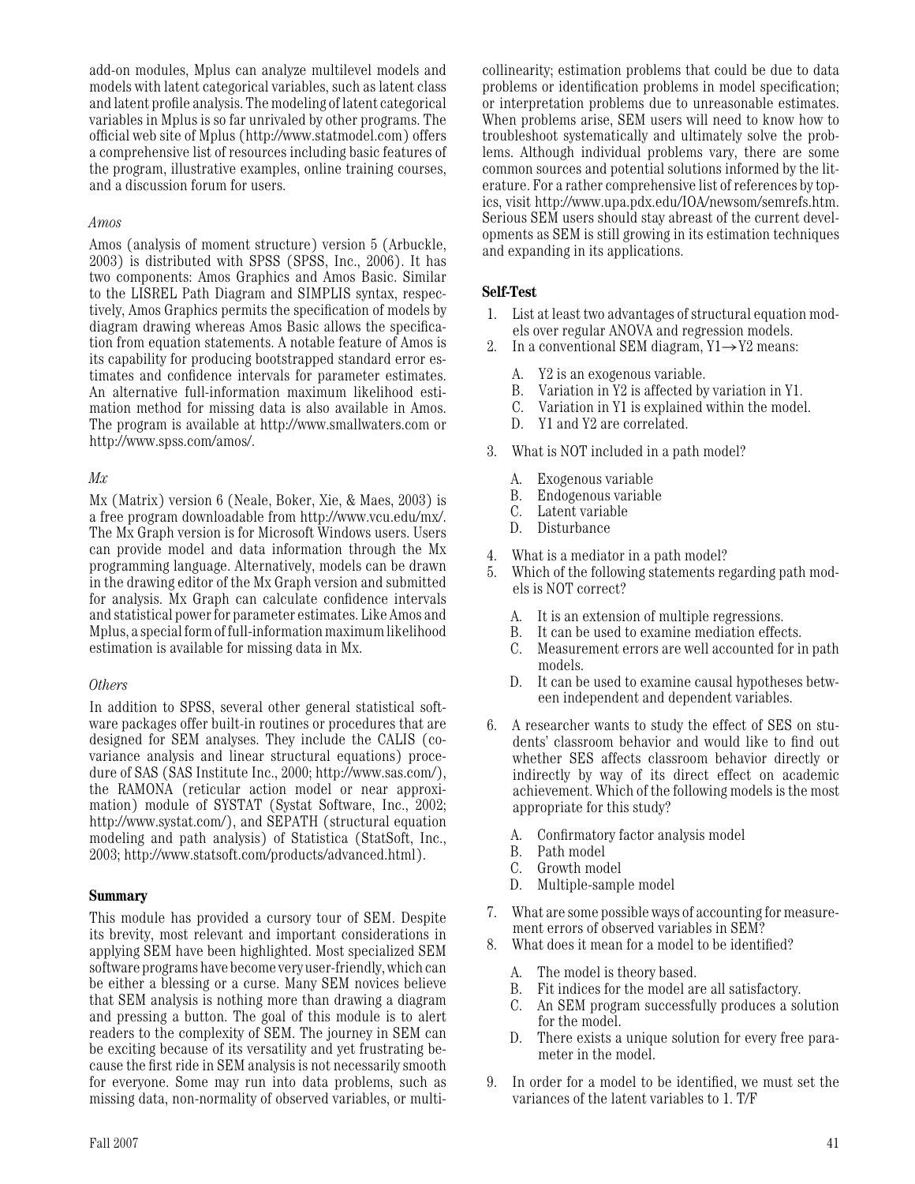add-on modules, Mplus can analyze multilevel models and models with latent categorical variables, such as latent class and latent profile analysis. The modeling of latent categorical variables in Mplus is so far unrivaled by other programs. The official web site of Mplus (http://www.statmodel.com) offers a comprehensive list of resources including basic features of the program, illustrative examples, online training courses, and a discussion forum for users.

### *Amos*

Amos (analysis of moment structure) version 5 (Arbuckle, 2003) is distributed with SPSS (SPSS, Inc., 2006). It has two components: Amos Graphics and Amos Basic. Similar to the LISREL Path Diagram and SIMPLIS syntax, respectively, Amos Graphics permits the specification of models by diagram drawing whereas Amos Basic allows the specification from equation statements. A notable feature of Amos is its capability for producing bootstrapped standard error estimates and confidence intervals for parameter estimates. An alternative full-information maximum likelihood estimation method for missing data is also available in Amos. The program is available at http://www.smallwaters.com or http://www.spss.com/amos/.

### *Mx*

Mx (Matrix) version 6 (Neale, Boker, Xie, & Maes, 2003) is a free program downloadable from http://www.vcu.edu/mx/. The Mx Graph version is for Microsoft Windows users. Users can provide model and data information through the Mx programming language. Alternatively, models can be drawn in the drawing editor of the Mx Graph version and submitted for analysis. Mx Graph can calculate confidence intervals and statistical power for parameter estimates. Like Amos and Mplus, a special form of full-information maximum likelihood estimation is available for missing data in Mx.

### *Others*

In addition to SPSS, several other general statistical software packages offer built-in routines or procedures that are designed for SEM analyses. They include the CALIS (covariance analysis and linear structural equations) procedure of SAS (SAS Institute Inc., 2000; http://www.sas.com/), the RAMONA (reticular action model or near approximation) module of SYSTAT (Systat Software, Inc., 2002; http://www.systat.com/), and SEPATH (structural equation modeling and path analysis) of Statistica (StatSoft, Inc., 2003; http://www.statsoft.com/products/advanced.html).

## **Summary**

This module has provided a cursory tour of SEM. Despite its brevity, most relevant and important considerations in applying SEM have been highlighted. Most specialized SEM software programs have become very user-friendly, which can be either a blessing or a curse. Many SEM novices believe that SEM analysis is nothing more than drawing a diagram and pressing a button. The goal of this module is to alert readers to the complexity of SEM. The journey in SEM can be exciting because of its versatility and yet frustrating because the first ride in SEM analysis is not necessarily smooth for everyone. Some may run into data problems, such as missing data, non-normality of observed variables, or multicollinearity; estimation problems that could be due to data problems or identification problems in model specification; or interpretation problems due to unreasonable estimates. When problems arise, SEM users will need to know how to troubleshoot systematically and ultimately solve the problems. Although individual problems vary, there are some common sources and potential solutions informed by the literature. For a rather comprehensive list of references by topics, visit http://www.upa.pdx.edu/IOA/newsom/semrefs.htm. Serious SEM users should stay abreast of the current developments as SEM is still growing in its estimation techniques and expanding in its applications.

## **Self-Test**

1. List at least two advantages of structural equation models over regular ANOVA and regression models.
2. In a conventional SEM diagram, Y1→Y2 means:
   - A. Y2 is an exogenous variable.
   - B. Variation in Y2 is affected by variation in Y1.
   - C. Variation in Y1 is explained within the model.
   - D. Y1 and Y2 are correlated.
3. What is NOT included in a path model?
   - A. Exogenous variable
   - B. Endogenous variable
   - C. Latent variable
   - D. Disturbance
4. What is a mediator in a path model?
5. Which of the following statements regarding path models is NOT correct?
   - A. It is an extension of multiple regressions.
   - B. It can be used to examine mediation effects.
   - C. Measurement errors are well accounted for in path models.
   - D. It can be used to examine causal hypotheses between independent and dependent variables.
6. A researcher wants to study the effect of SES on students' classroom behavior and would like to find out whether SES affects classroom behavior directly or indirectly by way of its direct effect on academic achievement. Which of the following models is the most appropriate for this study?
   - A. Confirmatory factor analysis model
   - B. Path model
   - C. Growth model
   - D. Multiple-sample model
7. What are some possible ways of accounting for measurement errors of observed variables in SEM?
8. What does it mean for a model to be identified?
   - A. The model is theory based.
   - B. Fit indices for the model are all satisfactory.
   - C. An SEM program successfully produces a solution for the model.
   - D. There exists a unique solution for every free parameter in the model.
9. In order for a model to be identified, we must set the variances of the latent variables to 1. T/F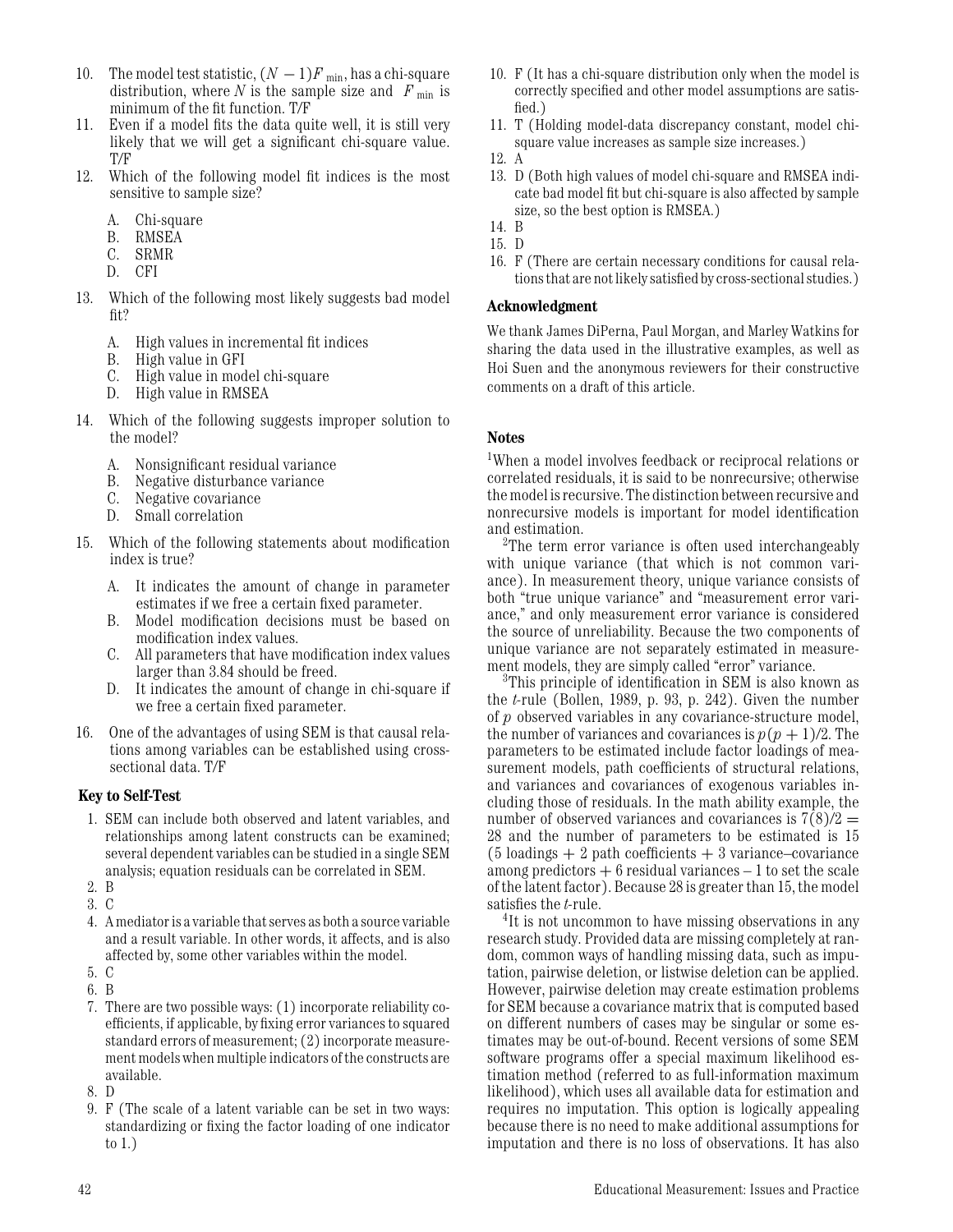10. The model test statistic, $(N-1)F_{\min}$, has a chi-square distribution, where $N$ is the sample size and $F_{\min}$ is minimum of the fit function. T/F
11. Even if a model fits the data quite well, it is still very likely that we will get a significant chi-square value. T/F
12. Which of the following model fit indices is the most sensitive to sample size?

    A. Chi-square
    B. RMSEA
    C. SRMR
    D. CFI

13. Which of the following most likely suggests bad model fit?

    A. High values in incremental fit indices
    B. High value in GFI
    C. High value in model chi-square
    D. High value in RMSEA

14. Which of the following suggests improper solution to the model?

    A. Nonsignificant residual variance
    B. Negative disturbance variance
    C. Negative covariance
    D. Small correlation

15. Which of the following statements about modification index is true?

    A. It indicates the amount of change in parameter estimates if we free a certain fixed parameter.
    B. Model modification decisions must be based on modification index values.
    C. All parameters that have modification index values larger than 3.84 should be freed.
    D. It indicates the amount of change in chi-square if we free a certain fixed parameter.

16. One of the advantages of using SEM is that causal relations among variables can be established using cross-sectional data. T/F

### Key to Self-Test

1. SEM can include both observed and latent variables, and relationships among latent constructs can be examined; several dependent variables can be studied in a single SEM analysis; equation residuals can be correlated in SEM.
2. B
3. C
4. A mediator is a variable that serves as both a source variable and a result variable. In other words, it affects, and is also affected by, some other variables within the model.
5. C
6. B
7. There are two possible ways: (1) incorporate reliability coefficients, if applicable, by fixing error variances to squared standard errors of measurement; (2) incorporate measurement models when multiple indicators of the constructs are available.
8. D
9. F (The scale of a latent variable can be set in two ways: standardizing or fixing the factor loading of one indicator to 1.)
10. F (It has a chi-square distribution only when the model is correctly specified and other model assumptions are satisfied.)
11. T (Holding model-data discrepancy constant, model chi-square value increases as sample size increases.)
12. A
13. D (Both high values of model chi-square and RMSEA indicate bad model fit but chi-square is also affected by sample size, so the best option is RMSEA.)
14. B
15. D
16. F (There are certain necessary conditions for causal relations that are not likely satisfied by cross-sectional studies.)

### Acknowledgment

We thank James DiPerna, Paul Morgan, and Marley Watkins for sharing the data used in the illustrative examples, as well as Hoi Suen and the anonymous reviewers for their constructive comments on a draft of this article.

### Notes

[1]When a model involves feedback or reciprocal relations or correlated residuals, it is said to be nonrecursive; otherwise the model is recursive. The distinction between recursive and nonrecursive models is important for model identification and estimation.

[2]The term error variance is often used interchangeably with unique variance (that which is not common variance). In measurement theory, unique variance consists of both "true unique variance" and "measurement error variance," and only measurement error variance is considered the source of unreliability. Because the two components of unique variance are not separately estimated in measurement models, they are simply called "error" variance.

[3]This principle of identification in SEM is also known as the $t$-rule (Bollen, 1989, p. 93, p. 242). Given the number of $p$ observed variables in any covariance-structure model, the number of variances and covariances is $p(p+1)/2$. The parameters to be estimated include factor loadings of measurement models, path coefficients of structural relations, and variances and covariances of exogenous variables including those of residuals. In the math ability example, the number of observed variances and covariances is $7(8)/2 = 28$ and the number of parameters to be estimated is 15 (5 loadings + 2 path coefficients + 3 variance–covariance among predictors + 6 residual variances − 1 to set the scale of the latent factor). Because 28 is greater than 15, the model satisfies the $t$-rule.

[4]It is not uncommon to have missing observations in any research study. Provided data are missing completely at random, common ways of handling missing data, such as imputation, pairwise deletion, or listwise deletion can be applied. However, pairwise deletion may create estimation problems for SEM because a covariance matrix that is computed based on different numbers of cases may be singular or some estimates may be out-of-bound. Recent versions of some SEM software programs offer a special maximum likelihood estimation method (referred to as full-information maximum likelihood), which uses all available data for estimation and requires no imputation. This option is logically appealing because there is no need to make additional assumptions for imputation and there is no loss of observations. It has also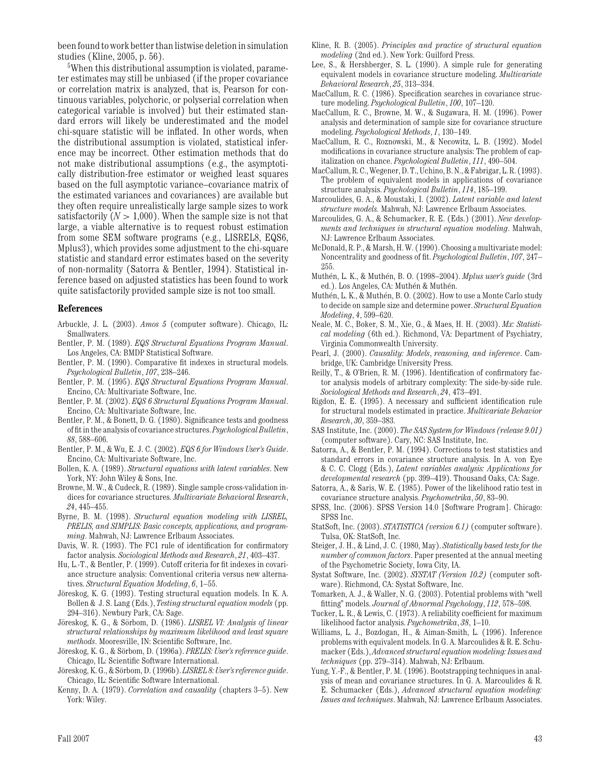been found to work better than listwise deletion in simulation studies (Kline, 2005, p. 56).

[5]When this distributional assumption is violated, parameter estimates may still be unbiased (if the proper covariance or correlation matrix is analyzed, that is, Pearson for continuous variables, polychoric, or polyserial correlation when categorical variable is involved) but their estimated standard errors will likely be underestimated and the model chi-square statistic will be inflated. In other words, when the distributional assumption is violated, statistical inference may be incorrect. Other estimation methods that do not make distributional assumptions (e.g., the asymptotically distribution-free estimator or weighed least squares based on the full asymptotic variance–covariance matrix of the estimated variances and covariances) are available but they often require unrealistically large sample sizes to work satisfactorily ($N > 1{,}000$). When the sample size is not that large, a viable alternative is to request robust estimation from some SEM software programs (e.g., LISREL8, EQS6, Mplus3), which provides some adjustment to the chi-square statistic and standard error estimates based on the severity of non-normality (Satorra & Bentler, 1994). Statistical inference based on adjusted statistics has been found to work quite satisfactorily provided sample size is not too small.

## References

Arbuckle, J. L. (2003). *Amos 5* (computer software). Chicago, IL: Smallwaters.

Bentler, P. M. (1989). *EQS Structural Equations Program Manual*. Los Angeles, CA: BMDP Statistical Software.

Bentler, P. M. (1990). Comparative fit indexes in structural models. *Psychological Bulletin*, *107*, 238–246.

Bentler, P. M. (1995). *EQS Structural Equations Program Manual*. Encino, CA: Multivariate Software, Inc.

Bentler, P. M. (2002). *EQS 6 Structural Equations Program Manual*. Encino, CA: Multivariate Software, Inc.

Bentler, P. M., & Bonett, D. G. (1980). Significance tests and goodness of fit in the analysis of covariance structures. *Psychological Bulletin*, *88*, 588–606.

Bentler, P. M., & Wu, E. J. C. (2002). *EQS 6 for Windows User's Guide*. Encino, CA: Multivariate Software, Inc.

Bollen, K. A. (1989). *Structural equations with latent variables*. New York, NY: John Wiley & Sons, Inc.

Browne, M. W., & Cudeck, R. (1989). Single sample cross-validation indices for covariance structures. *Multivariate Behavioral Research*, *24*, 445–455.

Byrne, B. M. (1998). *Structural equation modeling with LISREL, PRELIS, and SIMPLIS: Basic concepts, applications, and programming*. Mahwah, NJ: Lawrence Erlbaum Associates.

Davis, W. R. (1993). The FC1 rule of identification for confirmatory factor analysis. *Sociological Methods and Research*, *21*, 403–437.

Hu, L.-T., & Bentler, P. (1999). Cutoff criteria for fit indexes in covariance structure analysis: Conventional criteria versus new alternatives. *Structural Equation Modeling*, *6*, 1–55.

Jöreskog, K. G. (1993). Testing structural equation models. In K. A. Bollen & J. S. Lang (Eds.), *Testing structural equation models* (pp. 294–316). Newbury Park, CA: Sage.

Jöreskog, K. G., & Sörbom, D. (1986). *LISREL VI: Analysis of linear structural relationships by maximum likelihood and least square methods*. Mooresville, IN: Scientific Software, Inc.

Jöreskog, K. G., & Sörbom, D. (1996a). *PRELIS: User's reference guide*. Chicago, IL: Scientific Software International.

Jöreskog, K. G., & Sörbom, D. (1996b). *LISREL 8: User's reference guide*. Chicago, IL: Scientific Software International.

Kenny, D. A. (1979). *Correlation and causality* (chapters 3–5). New York: Wiley.

Kline, R. B. (2005). *Principles and practice of structural equation modeling* (2nd ed.). New York: Guilford Press.

Lee, S., & Hershberger, S. L. (1990). A simple rule for generating equivalent models in covariance structure modeling. *Multivariate Behavioral Research*, *25*, 313–334.

MacCallum, R. C. (1986). Specification searches in covariance structure modeling. *Psychological Bulletin*, *100*, 107–120.

MacCallum, R. C., Browne, M. W., & Sugawara, H. M. (1996). Power analysis and determination of sample size for covariance structure modeling. *Psychological Methods*, *1*, 130–149.

MacCallum, R. C., Roznowski, M., & Necowitz, L. B. (1992). Model modifications in covariance structure analysis: The problem of capitalization on chance. *Psychological Bulletin*, *111*, 490–504.

MacCallum, R. C., Wegener, D. T., Uchino, B. N., & Fabrigar, L. R. (1993). The problem of equivalent models in applications of covariance structure analysis. *Psychological Bulletin*, *114*, 185–199.

Marcoulides, G. A., & Moustaki, I. (2002). *Latent variable and latent structure models.* Mahwah, NJ: Lawrence Erlbaum Associates.

Marcoulides, G. A., & Schumacker, R. E. (Eds.) (2001). *New developments and techniques in structural equation modeling*. Mahwah, NJ: Lawrence Erlbaum Associates.

McDonald, R. P., & Marsh, H. W. (1990). Choosing a multivariate model: Noncentrality and goodness of fit. *Psychological Bulletin*, *107*, 247–255.

Muthén, L. K., & Muthén, B. O. (1998–2004). *Mplus user's guide* (3rd ed.). Los Angeles, CA: Muthén & Muthén.

Muthén, L. K., & Muthén, B. O. (2002). How to use a Monte Carlo study to decide on sample size and determine power. *Structural Equation Modeling*, *4*, 599–620.

Neale, M. C., Boker, S. M., Xie, G., & Maes, H. H. (2003). *Mx: Statistical modeling* (6th ed.). Richmond, VA: Department of Psychiatry, Virginia Commonwealth University.

Pearl, J. (2000). *Causality: Models, reasoning, and inference*. Cambridge, UK: Cambridge University Press.

Reilly, T., & O'Brien, R. M. (1996). Identification of confirmatory factor analysis models of arbitrary complexity: The side-by-side rule. *Sociological Methods and Research*, *24*, 473–491.

Rigdon, E. E. (1995). A necessary and sufficient identification rule for structural models estimated in practice. *Multivariate Behavior Research*, *30*, 359–383.

SAS Institute, Inc. (2000). *The SAS System for Windows (release 9.01)* (computer software). Cary, NC: SAS Institute, Inc.

Satorra, A., & Bentler, P. M. (1994). Corrections to test statistics and standard errors in covariance structure analysis. In A. von Eye & C. C. Clogg (Eds.), *Latent variables analysis: Applications for developmental research* (pp. 399–419). Thousand Oaks, CA: Sage.

Satorra, A., & Saris, W. E. (1985). Power of the likelihood ratio test in covariance structure analysis. *Psychometrika*, *50*, 83–90.

SPSS, Inc. (2006). SPSS Version 14.0 [Software Program]. Chicago: SPSS Inc.

StatSoft, Inc. (2003). *STATISTICA (version 6.1)* (computer software). Tulsa, OK: StatSoft, Inc.

Steiger, J. H., & Lind, J. C. (1980, May). *Statistically based tests for the number of common factors*. Paper presented at the annual meeting of the Psychometric Society, Iowa City, IA.

Systat Software, Inc. (2002). *SYSTAT (Version 10.2)* (computer software). Richmond, CA: Systat Software, Inc.

Tomarken, A. J., & Waller, N. G. (2003). Potential problems with "well fitting" models. *Journal of Abnormal Psychology*, *112*, 578–598.

Tucker, L. R., & Lewis, C. (1973). A reliability coefficient for maximum likelihood factor analysis. *Psychometrika*, *38*, 1–10.

Williams, L. J., Bozdogan, H., & Aiman-Smith, L. (1996). Inference problems with equivalent models. In G. A. Marcoulides & R. E. Schumacker (Eds.), *Advanced structural equation modeling: Issues and techniques* (pp. 279–314). Mahwah, NJ: Erlbaum.

Yung, Y.-F., & Bentler, P. M. (1996). Bootstrapping techniques in analysis of mean and covariance structures. In G. A. Marcoulides & R. E. Schumacker (Eds.), *Advanced structural equation modeling: Issues and techniques*. Mahwah, NJ: Lawrence Erlbaum Associates.